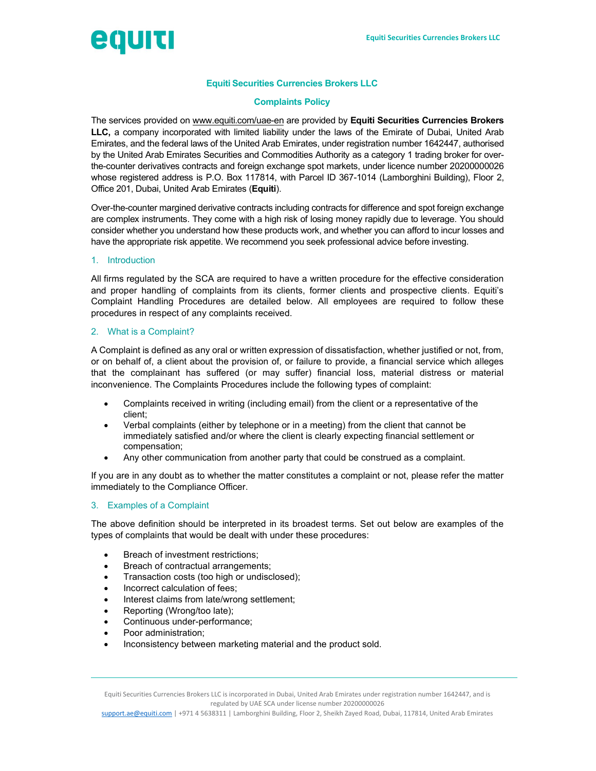## Equiti Securities Currencies Brokers LLC

## Complaints Policy

The services provided on www.equiti.com/uae-en are provided by **Equiti Securities Currencies Brokers LLC,** a company incorporated with limited liability under the laws of the Emirate of Dubai, United Arab Emirates, and the federal laws of the United Arab Emirates, under registration number 1642447, authorised by the United Arab Emirates Securities and Commodities Authority as a category 1 trading broker for over-the-counter derivatives contracts and foreign exchange spot markets, under licence number 20200000026 whose registered address is P.O. Box 117814, with Parcel ID 367-1014 (Lamborghini Building), Floor 2, Office 201, Dubai, United Arab Emirates (**Equiti**).

Over-the-counter margined derivative contracts including contracts for difference and spot foreign exchange are complex instruments. They come with a high risk of losing money rapidly due to leverage. You should consider whether you understand how these products work, and whether you can afford to incur losses and have the appropriate risk appetite. We recommend you seek professional advice before investing.

### 1. Introduction

All firms regulated by the SCA are required to have a written procedure for the effective consideration and proper handling of complaints from its clients, former clients and prospective clients. Equiti's Complaint Handling Procedures are detailed below. All employees are required to follow these procedures in respect of any complaints received.

### 2. What is a Complaint?

A Complaint is defined as any oral or written expression of dissatisfaction, whether justified or not, from, or on behalf of, a client about the provision of, or failure to provide, a financial service which alleges that the complainant has suffered (or may suffer) financial loss, material distress or material inconvenience. The Complaints Procedures include the following types of complaint:

- Complaints received in writing (including email) from the client or a representative of the client;
- Verbal complaints (either by telephone or in a meeting) from the client that cannot be immediately satisfied and/or where the client is clearly expecting financial settlement or compensation;
- Any other communication from another party that could be construed as a complaint.

If you are in any doubt as to whether the matter constitutes a complaint or not, please refer the matter immediately to the Compliance Officer.

### 3. Examples of a Complaint

The above definition should be interpreted in its broadest terms. Set out below are examples of the types of complaints that would be dealt with under these procedures:

- Breach of investment restrictions;
- Breach of contractual arrangements;
- Transaction costs (too high or undisclosed);
- Incorrect calculation of fees;
- Interest claims from late/wrong settlement;
- Reporting (Wrong/too late);
- Continuous under-performance;
- Poor administration;
- Inconsistency between marketing material and the product sold.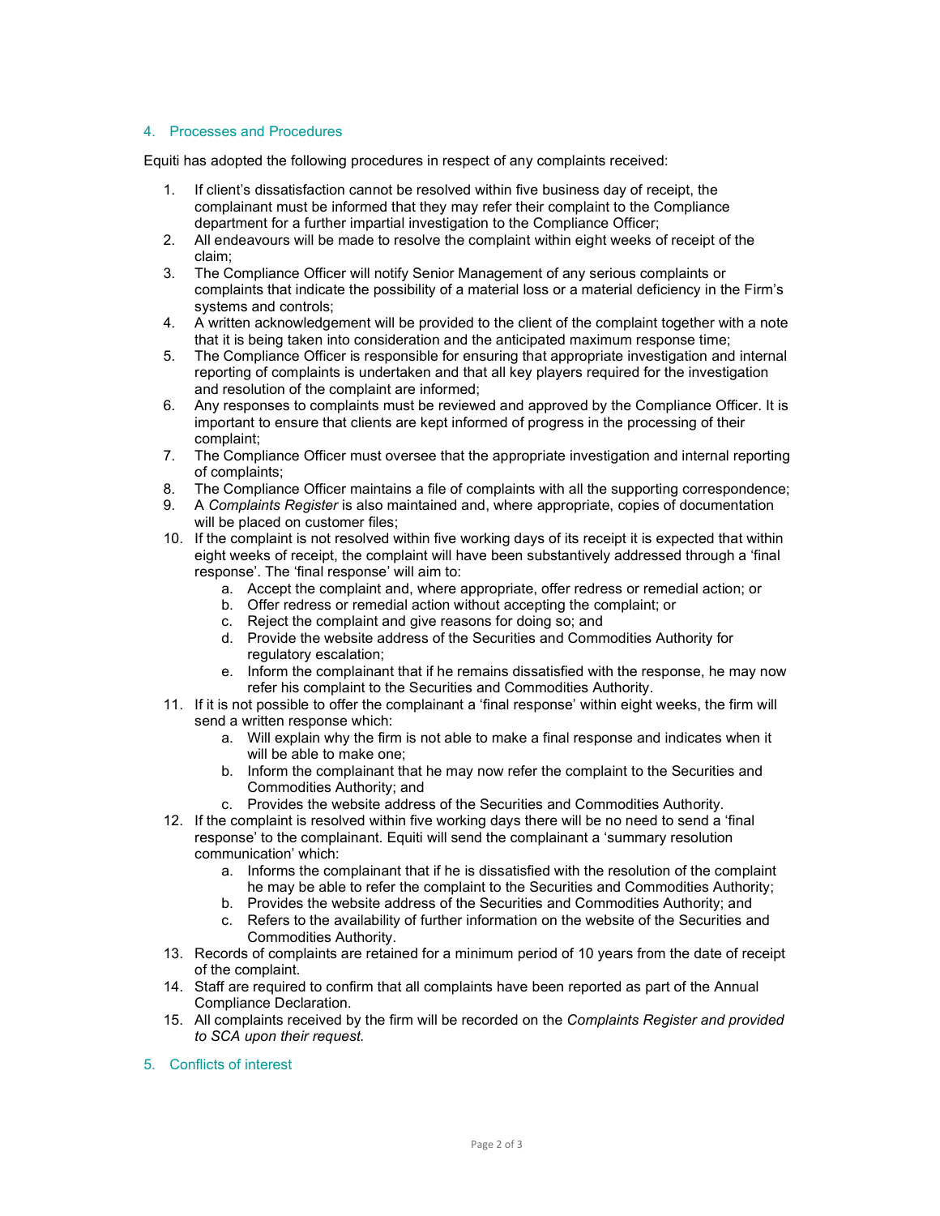## 4. Processes and Procedures

Equiti has adopted the following procedures in respect of any complaints received:

1. If client's dissatisfaction cannot be resolved within five business day of receipt, the complainant must be informed that they may refer their complaint to the Compliance department for a further impartial investigation to the Compliance Officer;
2. All endeavours will be made to resolve the complaint within eight weeks of receipt of the claim;
3. The Compliance Officer will notify Senior Management of any serious complaints or complaints that indicate the possibility of a material loss or a material deficiency in the Firm's systems and controls;
4. A written acknowledgement will be provided to the client of the complaint together with a note that it is being taken into consideration and the anticipated maximum response time;
5. The Compliance Officer is responsible for ensuring that appropriate investigation and internal reporting of complaints is undertaken and that all key players required for the investigation and resolution of the complaint are informed;
6. Any responses to complaints must be reviewed and approved by the Compliance Officer. It is important to ensure that clients are kept informed of progress in the processing of their complaint;
7. The Compliance Officer must oversee that the appropriate investigation and internal reporting of complaints;
8. The Compliance Officer maintains a file of complaints with all the supporting correspondence;
9. A *Complaints Register* is also maintained and, where appropriate, copies of documentation will be placed on customer files;
10. If the complaint is not resolved within five working days of its receipt it is expected that within eight weeks of receipt, the complaint will have been substantively addressed through a 'final response'. The 'final response' will aim to:
    a. Accept the complaint and, where appropriate, offer redress or remedial action; or
    b. Offer redress or remedial action without accepting the complaint; or
    c. Reject the complaint and give reasons for doing so; and
    d. Provide the website address of the Securities and Commodities Authority for regulatory escalation;
    e. Inform the complainant that if he remains dissatisfied with the response, he may now refer his complaint to the Securities and Commodities Authority.
11. If it is not possible to offer the complainant a 'final response' within eight weeks, the firm will send a written response which:
    a. Will explain why the firm is not able to make a final response and indicates when it will be able to make one;
    b. Inform the complainant that he may now refer the complaint to the Securities and Commodities Authority; and
    c. Provides the website address of the Securities and Commodities Authority.
12. If the complaint is resolved within five working days there will be no need to send a 'final response' to the complainant. Equiti will send the complainant a 'summary resolution communication' which:
    a. Informs the complainant that if he is dissatisfied with the resolution of the complaint he may be able to refer the complaint to the Securities and Commodities Authority;
    b. Provides the website address of the Securities and Commodities Authority; and
    c. Refers to the availability of further information on the website of the Securities and Commodities Authority.
13. Records of complaints are retained for a minimum period of 10 years from the date of receipt of the complaint.
14. Staff are required to confirm that all complaints have been reported as part of the Annual Compliance Declaration.
15. All complaints received by the firm will be recorded on the *Complaints Register and provided to SCA upon their request.*

## 5. Conflicts of interest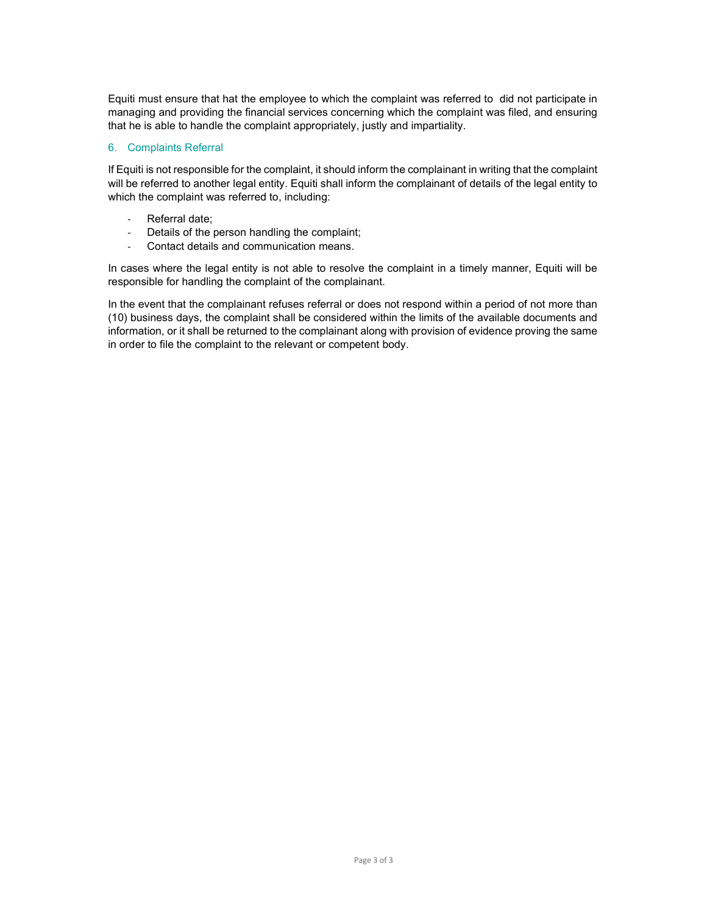Equiti must ensure that hat the employee to which the complaint was referred to did not participate in managing and providing the financial services concerning which the complaint was filed, and ensuring that he is able to handle the complaint appropriately, justly and impartiality.

## 6. Complaints Referral

If Equiti is not responsible for the complaint, it should inform the complainant in writing that the complaint will be referred to another legal entity. Equiti shall inform the complainant of details of the legal entity to which the complaint was referred to, including:

- Referral date;
- Details of the person handling the complaint;
- Contact details and communication means.

In cases where the legal entity is not able to resolve the complaint in a timely manner, Equiti will be responsible for handling the complaint of the complainant.

In the event that the complainant refuses referral or does not respond within a period of not more than (10) business days, the complaint shall be considered within the limits of the available documents and information, or it shall be returned to the complainant along with provision of evidence proving the same in order to file the complaint to the relevant or competent body.